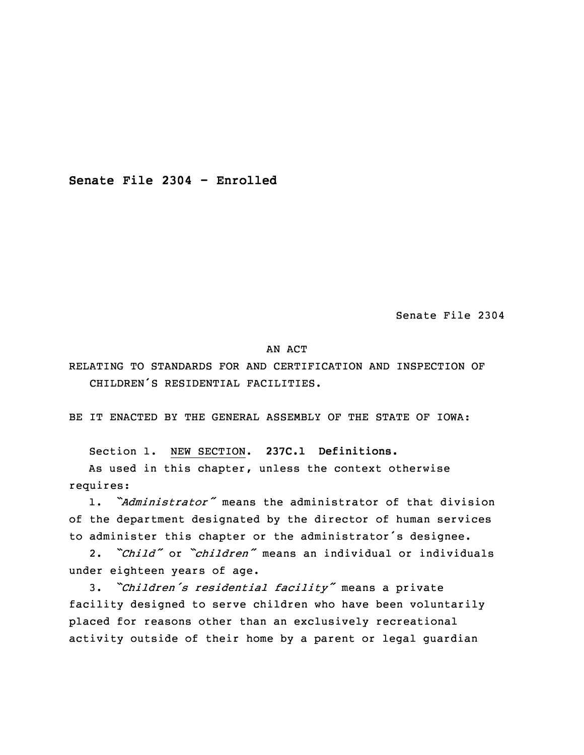**Senate File 2304 - Enrolled**

Senate File 2304

AN ACT

RELATING TO STANDARDS FOR AND CERTIFICATION AND INSPECTION OF CHILDREN'S RESIDENTIAL FACILITIES.

BE IT ENACTED BY THE GENERAL ASSEMBLY OF THE STATE OF IOWA:

Section 1. NEW SECTION. **237C.1 Definitions.**

As used in this chapter, unless the context otherwise requires:

1. *"Administrator"* means the administrator of that division of the department designated by the director of human services to administer this chapter or the administrator's designee.

2. *"Child"* or *"children"* means an individual or individuals under eighteen years of age.

3. *"Children's residential facility"* means a private facility designed to serve children who have been voluntarily placed for reasons other than an exclusively recreational activity outside of their home by a parent or legal guardian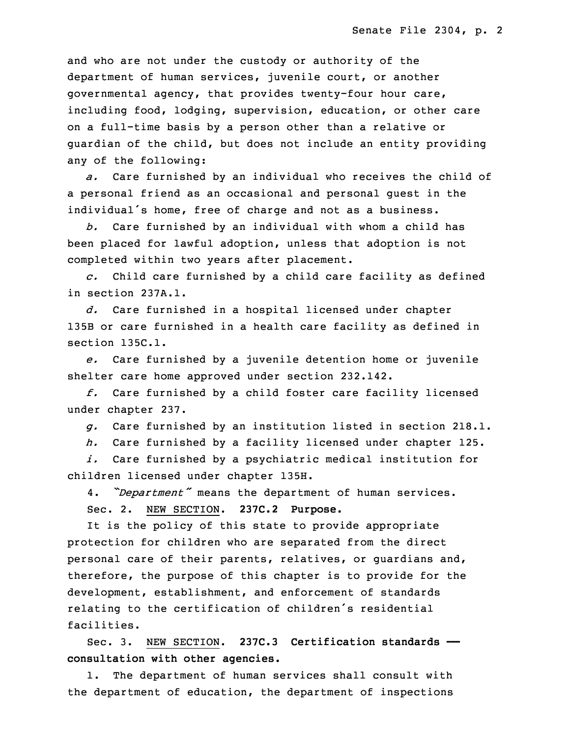and who are not under the custody or authority of the department of human services, juvenile court, or another governmental agency, that provides twenty-four hour care, including food, lodging, supervision, education, or other care on a full-time basis by a person other than a relative or guardian of the child, but does not include an entity providing any of the following:

*a.* Care furnished by an individual who receives the child of a personal friend as an occasional and personal guest in the individual's home, free of charge and not as a business.

*b.* Care furnished by an individual with whom a child has been placed for lawful adoption, unless that adoption is not completed within two years after placement.

*c.* Child care furnished by a child care facility as defined in section 237A.1.

*d.* Care furnished in a hospital licensed under chapter 135B or care furnished in a health care facility as defined in section 135C.1.

*e.* Care furnished by a juvenile detention home or juvenile shelter care home approved under section 232.142.

*f.* Care furnished by a child foster care facility licensed under chapter 237.

*g.* Care furnished by an institution listed in section 218.1.

*h.* Care furnished by a facility licensed under chapter 125.

*i.* Care furnished by a psychiatric medical institution for children licensed under chapter 135H.

4. *"Department"* means the department of human services.

Sec. 2. NEW SECTION. **237C.2 Purpose.**

It is the policy of this state to provide appropriate protection for children who are separated from the direct personal care of their parents, relatives, or guardians and, therefore, the purpose of this chapter is to provide for the development, establishment, and enforcement of standards relating to the certification of children's residential facilities.

Sec. 3. NEW SECTION. **237C.3 Certification standards — consultation with other agencies.**

1. The department of human services shall consult with the department of education, the department of inspections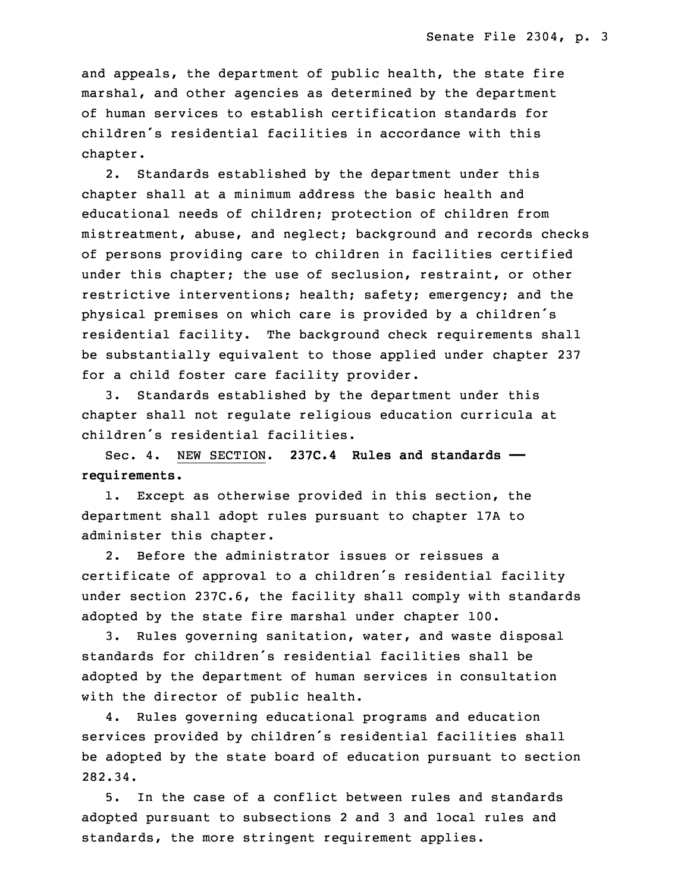and appeals, the department of public health, the state fire marshal, and other agencies as determined by the department of human services to establish certification standards for children's residential facilities in accordance with this chapter.

2. Standards established by the department under this chapter shall at a minimum address the basic health and educational needs of children; protection of children from mistreatment, abuse, and neglect; background and records checks of persons providing care to children in facilities certified under this chapter; the use of seclusion, restraint, or other restrictive interventions; health; safety; emergency; and the physical premises on which care is provided by a children's residential facility. The background check requirements shall be substantially equivalent to those applied under chapter 237 for a child foster care facility provider.

3. Standards established by the department under this chapter shall not regulate religious education curricula at children's residential facilities.

Sec. 4. NEW SECTION. **237C.4 Rules and standards — requirements.**

1. Except as otherwise provided in this section, the department shall adopt rules pursuant to chapter 17A to administer this chapter.

2. Before the administrator issues or reissues a certificate of approval to a children's residential facility under section 237C.6, the facility shall comply with standards adopted by the state fire marshal under chapter 100.

3. Rules governing sanitation, water, and waste disposal standards for children's residential facilities shall be adopted by the department of human services in consultation with the director of public health.

4. Rules governing educational programs and education services provided by children's residential facilities shall be adopted by the state board of education pursuant to section 282.34.

5. In the case of a conflict between rules and standards adopted pursuant to subsections 2 and 3 and local rules and standards, the more stringent requirement applies.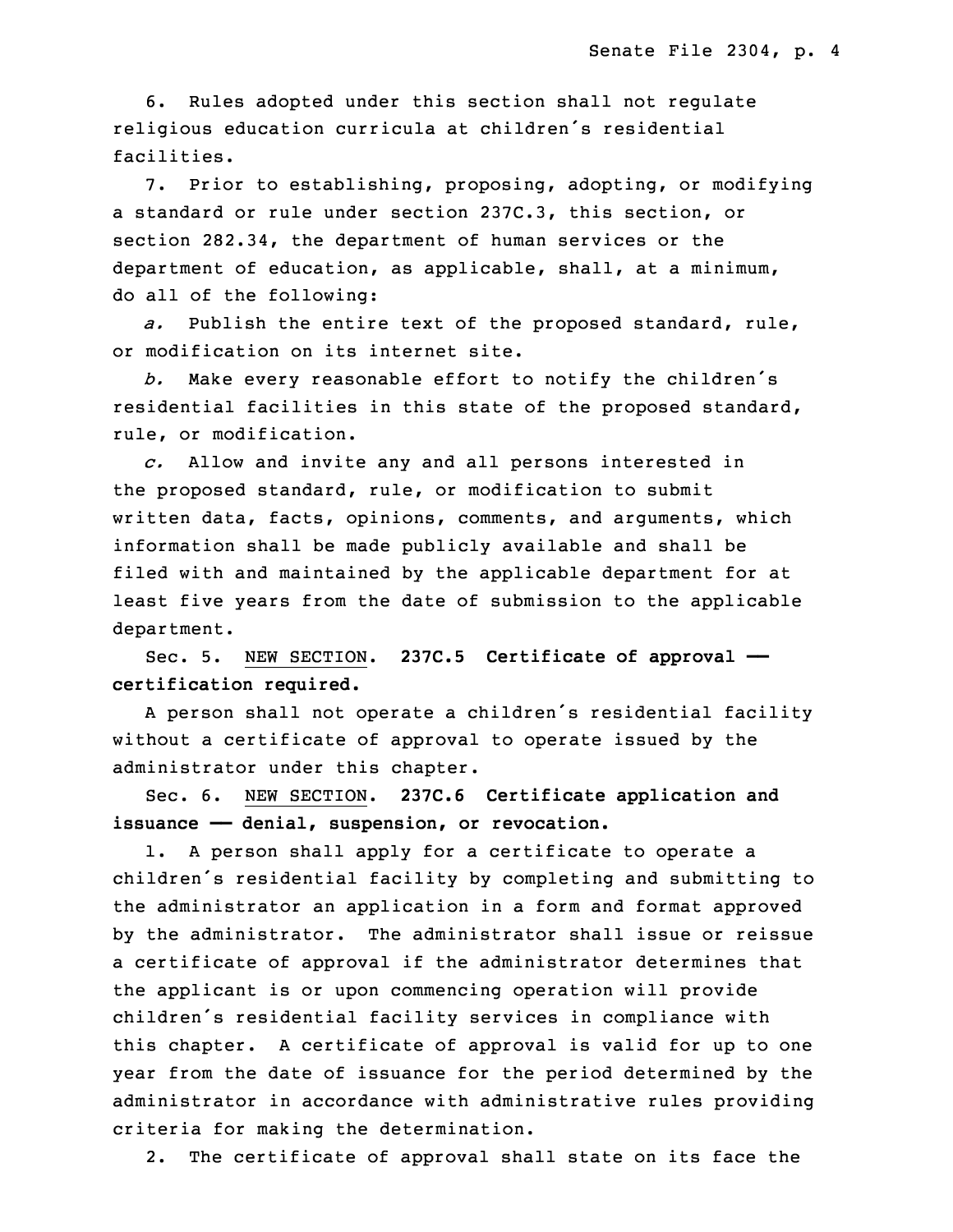6. Rules adopted under this section shall not regulate religious education curricula at children's residential facilities.

7. Prior to establishing, proposing, adopting, or modifying a standard or rule under section 237C.3, this section, or section 282.34, the department of human services or the department of education, as applicable, shall, at a minimum, do all of the following:

*a.* Publish the entire text of the proposed standard, rule, or modification on its internet site.

*b.* Make every reasonable effort to notify the children's residential facilities in this state of the proposed standard, rule, or modification.

*c.* Allow and invite any and all persons interested in the proposed standard, rule, or modification to submit written data, facts, opinions, comments, and arguments, which information shall be made publicly available and shall be filed with and maintained by the applicable department for at least five years from the date of submission to the applicable department.

Sec. 5. NEW SECTION. **237C.5 Certificate of approval — certification required.**

A person shall not operate a children's residential facility without a certificate of approval to operate issued by the administrator under this chapter.

Sec. 6. NEW SECTION. **237C.6 Certificate application and issuance — denial, suspension, or revocation.**

1. A person shall apply for a certificate to operate a children's residential facility by completing and submitting to the administrator an application in a form and format approved by the administrator. The administrator shall issue or reissue a certificate of approval if the administrator determines that the applicant is or upon commencing operation will provide children's residential facility services in compliance with this chapter. A certificate of approval is valid for up to one year from the date of issuance for the period determined by the administrator in accordance with administrative rules providing criteria for making the determination.

2. The certificate of approval shall state on its face the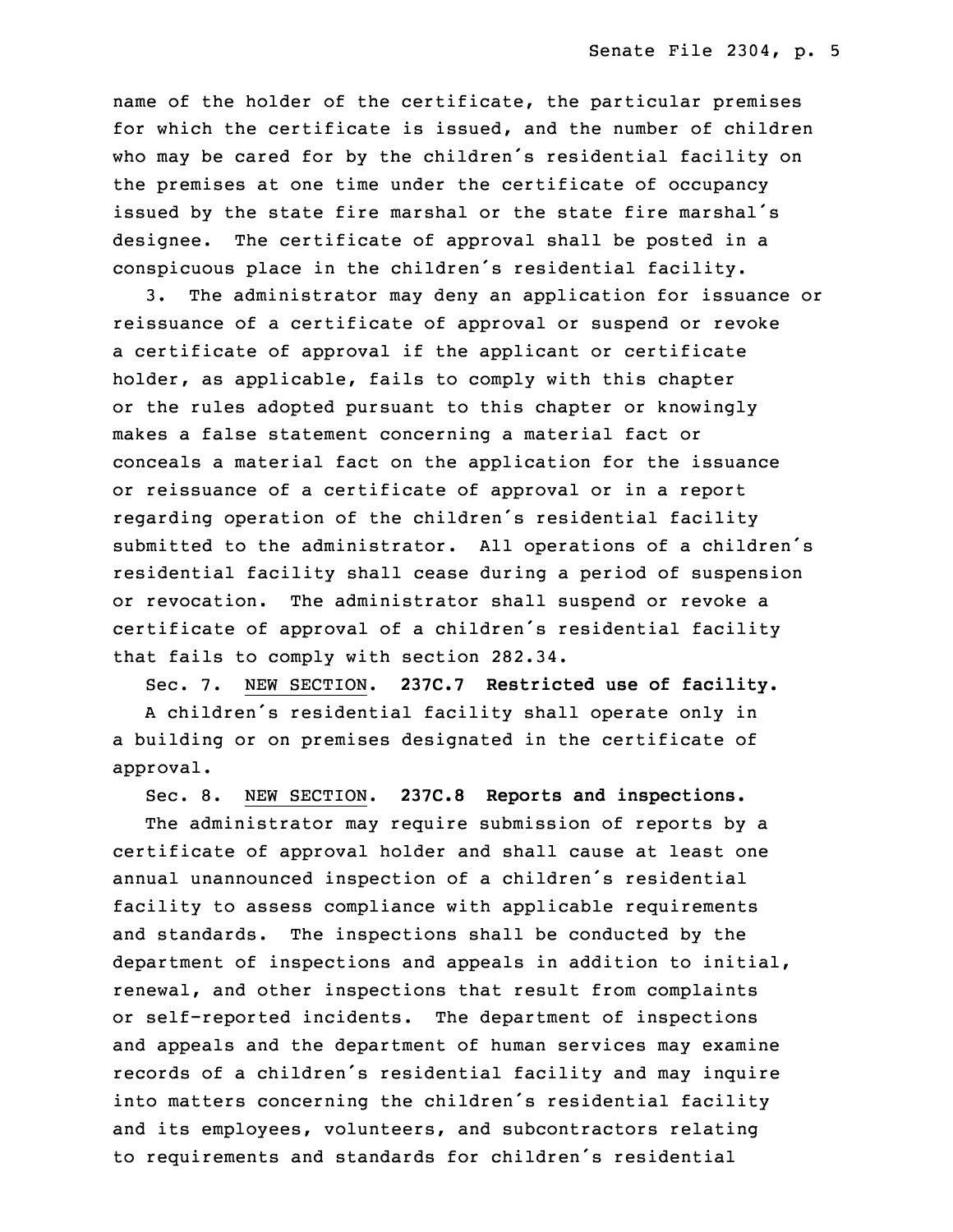name of the holder of the certificate, the particular premises for which the certificate is issued, and the number of children who may be cared for by the children's residential facility on the premises at one time under the certificate of occupancy issued by the state fire marshal or the state fire marshal's designee. The certificate of approval shall be posted in a conspicuous place in the children's residential facility.

3. The administrator may deny an application for issuance or reissuance of a certificate of approval or suspend or revoke a certificate of approval if the applicant or certificate holder, as applicable, fails to comply with this chapter or the rules adopted pursuant to this chapter or knowingly makes a false statement concerning a material fact or conceals a material fact on the application for the issuance or reissuance of a certificate of approval or in a report regarding operation of the children's residential facility submitted to the administrator. All operations of a children's residential facility shall cease during a period of suspension or revocation. The administrator shall suspend or revoke a certificate of approval of a children's residential facility that fails to comply with section 282.34.

Sec. 7. NEW SECTION. **237C.7 Restricted use of facility.**

A children's residential facility shall operate only in a building or on premises designated in the certificate of approval.

Sec. 8. NEW SECTION. **237C.8 Reports and inspections.**

The administrator may require submission of reports by a certificate of approval holder and shall cause at least one annual unannounced inspection of a children's residential facility to assess compliance with applicable requirements and standards. The inspections shall be conducted by the department of inspections and appeals in addition to initial, renewal, and other inspections that result from complaints or self-reported incidents. The department of inspections and appeals and the department of human services may examine records of a children's residential facility and may inquire into matters concerning the children's residential facility and its employees, volunteers, and subcontractors relating to requirements and standards for children's residential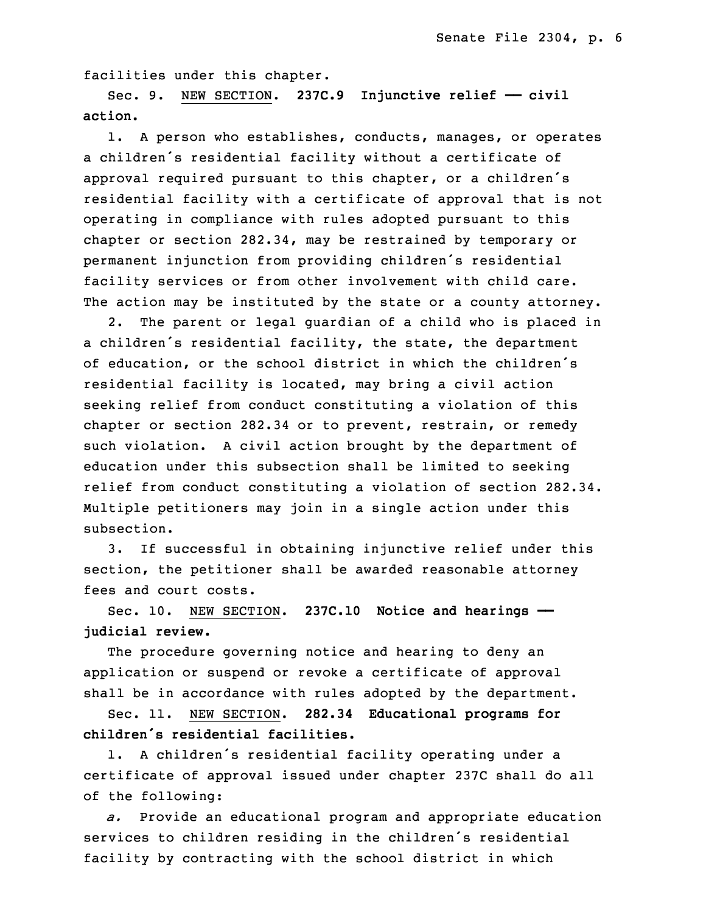facilities under this chapter.

Sec. 9. NEW SECTION. **237C.9 Injunctive relief —— civil action.**

1. A person who establishes, conducts, manages, or operates a children's residential facility without a certificate of approval required pursuant to this chapter, or a children's residential facility with a certificate of approval that is not operating in compliance with rules adopted pursuant to this chapter or section 282.34, may be restrained by temporary or permanent injunction from providing children's residential facility services or from other involvement with child care. The action may be instituted by the state or a county attorney.

2. The parent or legal guardian of a child who is placed in a children's residential facility, the state, the department of education, or the school district in which the children's residential facility is located, may bring a civil action seeking relief from conduct constituting a violation of this chapter or section 282.34 or to prevent, restrain, or remedy such violation. A civil action brought by the department of education under this subsection shall be limited to seeking relief from conduct constituting a violation of section 282.34. Multiple petitioners may join in a single action under this subsection.

3. If successful in obtaining injunctive relief under this section, the petitioner shall be awarded reasonable attorney fees and court costs.

Sec. 10. NEW SECTION. **237C.10 Notice and hearings —— judicial review.**

The procedure governing notice and hearing to deny an application or suspend or revoke a certificate of approval shall be in accordance with rules adopted by the department.

Sec. 11. NEW SECTION. **282.34 Educational programs for children's residential facilities.**

1. A children's residential facility operating under a certificate of approval issued under chapter 237C shall do all of the following:

*a.* Provide an educational program and appropriate education services to children residing in the children's residential facility by contracting with the school district in which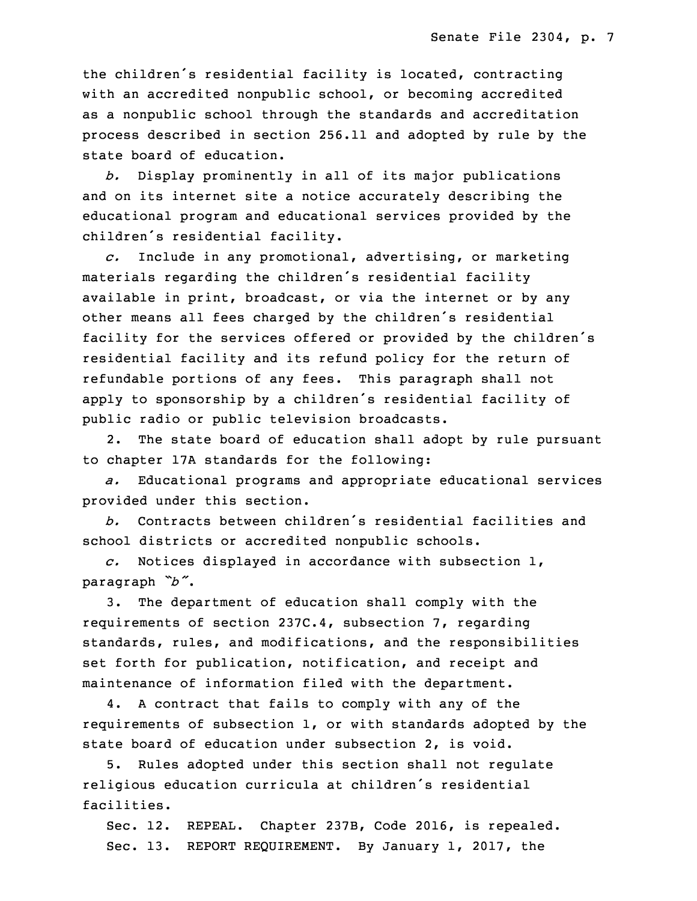the children's residential facility is located, contracting with an accredited nonpublic school, or becoming accredited as a nonpublic school through the standards and accreditation process described in section 256.11 and adopted by rule by the state board of education.

*b.* Display prominently in all of its major publications and on its internet site a notice accurately describing the educational program and educational services provided by the children's residential facility.

*c.* Include in any promotional, advertising, or marketing materials regarding the children's residential facility available in print, broadcast, or via the internet or by any other means all fees charged by the children's residential facility for the services offered or provided by the children's residential facility and its refund policy for the return of refundable portions of any fees. This paragraph shall not apply to sponsorship by a children's residential facility of public radio or public television broadcasts.

2. The state board of education shall adopt by rule pursuant to chapter 17A standards for the following:

*a.* Educational programs and appropriate educational services provided under this section.

*b.* Contracts between children's residential facilities and school districts or accredited nonpublic schools.

*c.* Notices displayed in accordance with subsection 1, paragraph *"b"*.

3. The department of education shall comply with the requirements of section 237C.4, subsection 7, regarding standards, rules, and modifications, and the responsibilities set forth for publication, notification, and receipt and maintenance of information filed with the department.

4. A contract that fails to comply with any of the requirements of subsection 1, or with standards adopted by the state board of education under subsection 2, is void.

5. Rules adopted under this section shall not regulate religious education curricula at children's residential facilities.

Sec. 12. REPEAL. Chapter 237B, Code 2016, is repealed.

Sec. 13. REPORT REQUIREMENT. By January 1, 2017, the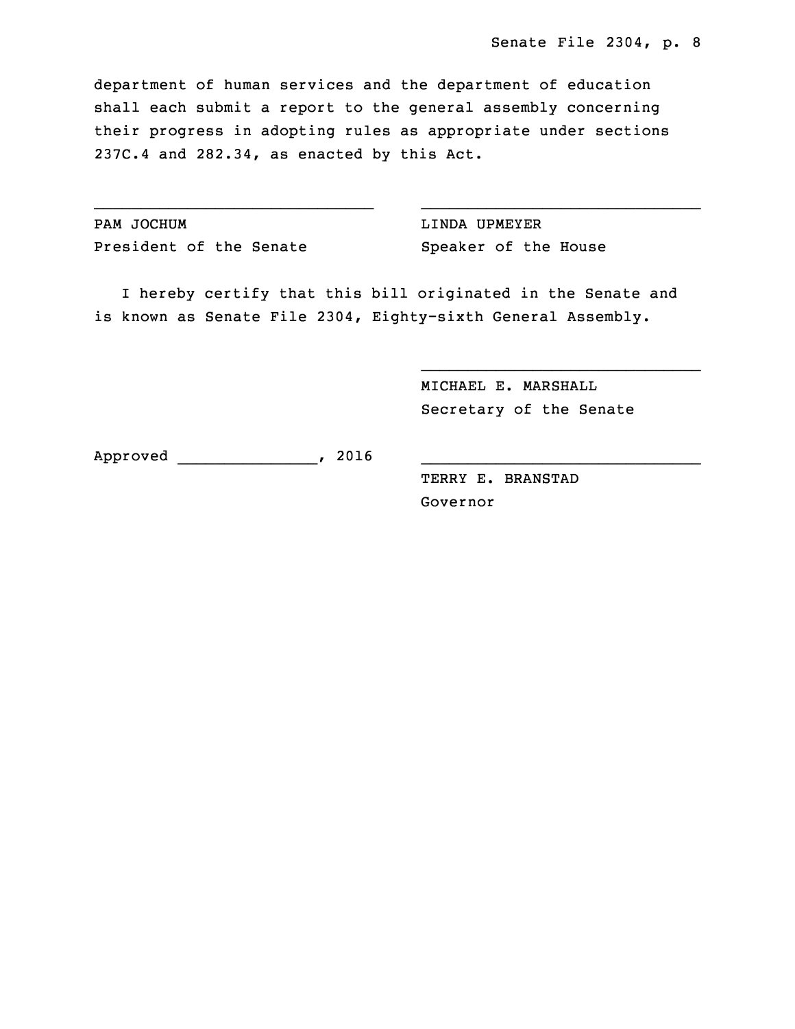department of human services and the department of education shall each submit a report to the general assembly concerning their progress in adopting rules as appropriate under sections 237C.4 and 282.34, as enacted by this Act.

______________________________
PAM JOCHUM
President of the Senate

______________________________
LINDA UPMEYER
Speaker of the House

I hereby certify that this bill originated in the Senate and is known as Senate File 2304, Eighty-sixth General Assembly.

______________________________
MICHAEL E. MARSHALL
Secretary of the Senate

Approved _______________, 2016

______________________________
TERRY E. BRANSTAD
Governor